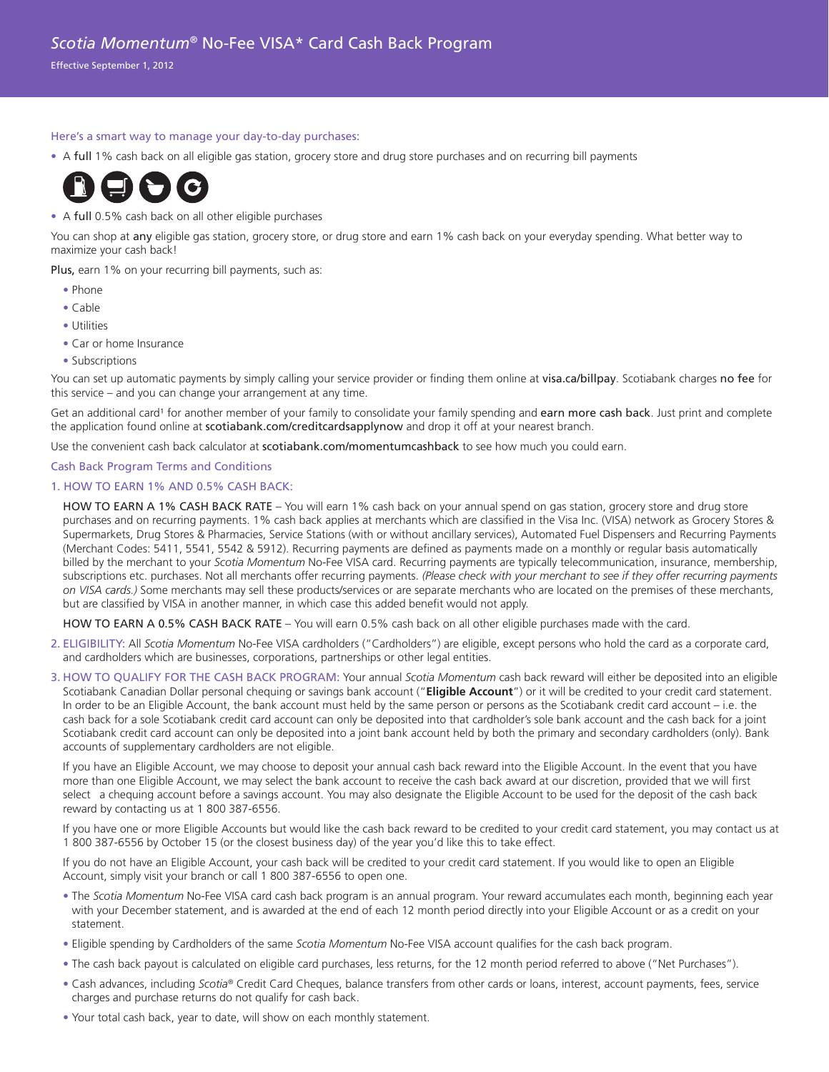# *Scotia Momentum*® No-Fee VISA* Card Cash Back Program

Effective September 1, 2012

Here's a smart way to manage your day-to-day purchases:

- A full 1% cash back on all eligible gas station, grocery store and drug store purchases and on recurring bill payments
- A full 0.5% cash back on all other eligible purchases

You can shop at any eligible gas station, grocery store, or drug store and earn 1% cash back on your everyday spending. What better way to maximize your cash back!

Plus, earn 1% on your recurring bill payments, such as:

- Phone
- Cable
- Utilities
- Car or home Insurance
- Subscriptions

You can set up automatic payments by simply calling your service provider or finding them online at visa.ca/billpay. Scotiabank charges no fee for this service – and you can change your arrangement at any time.

Get an additional card[1] for another member of your family to consolidate your family spending and earn more cash back. Just print and complete the application found online at scotiabank.com/creditcardsapplynow and drop it off at your nearest branch.

Use the convenient cash back calculator at scotiabank.com/momentumcashback to see how much you could earn.

## Cash Back Program Terms and Conditions

### 1. HOW TO EARN 1% AND 0.5% CASH BACK:

HOW TO EARN A 1% CASH BACK RATE – You will earn 1% cash back on your annual spend on gas station, grocery store and drug store purchases and on recurring payments. 1% cash back applies at merchants which are classified in the Visa Inc. (VISA) network as Grocery Stores & Supermarkets, Drug Stores & Pharmacies, Service Stations (with or without ancillary services), Automated Fuel Dispensers and Recurring Payments (Merchant Codes: 5411, 5541, 5542 & 5912). Recurring payments are defined as payments made on a monthly or regular basis automatically billed by the merchant to your *Scotia Momentum* No-Fee VISA card. Recurring payments are typically telecommunication, insurance, membership, subscriptions etc. purchases. Not all merchants offer recurring payments. *(Please check with your merchant to see if they offer recurring payments on VISA cards.)* Some merchants may sell these products/services or are separate merchants who are located on the premises of these merchants, but are classified by VISA in another manner, in which case this added benefit would not apply.

HOW TO EARN A 0.5% CASH BACK RATE – You will earn 0.5% cash back on all other eligible purchases made with the card.

2. ELIGIBILITY: All *Scotia Momentum* No-Fee VISA cardholders ("Cardholders") are eligible, except persons who hold the card as a corporate card, and cardholders which are businesses, corporations, partnerships or other legal entities.

3. HOW TO QUALIFY FOR THE CASH BACK PROGRAM: Your annual *Scotia Momentum* cash back reward will either be deposited into an eligible Scotiabank Canadian Dollar personal chequing or savings bank account ("**Eligible Account**") or it will be credited to your credit card statement. In order to be an Eligible Account, the bank account must held by the same person or persons as the Scotiabank credit card account – i.e. the cash back for a sole Scotiabank credit card account can only be deposited into that cardholder's sole bank account and the cash back for a joint Scotiabank credit card account can only be deposited into a joint bank account held by both the primary and secondary cardholders (only). Bank accounts of supplementary cardholders are not eligible.

If you have an Eligible Account, we may choose to deposit your annual cash back reward into the Eligible Account. In the event that you have more than one Eligible Account, we may select the bank account to receive the cash back award at our discretion, provided that we will first select a chequing account before a savings account. You may also designate the Eligible Account to be used for the deposit of the cash back reward by contacting us at 1 800 387-6556.

If you have one or more Eligible Accounts but would like the cash back reward to be credited to your credit card statement, you may contact us at 1 800 387-6556 by October 15 (or the closest business day) of the year you'd like this to take effect.

If you do not have an Eligible Account, your cash back will be credited to your credit card statement. If you would like to open an Eligible Account, simply visit your branch or call 1 800 387-6556 to open one.

- The *Scotia Momentum* No-Fee VISA card cash back program is an annual program. Your reward accumulates each month, beginning each year with your December statement, and is awarded at the end of each 12 month period directly into your Eligible Account or as a credit on your statement.
- Eligible spending by Cardholders of the same *Scotia Momentum* No-Fee VISA account qualifies for the cash back program.
- The cash back payout is calculated on eligible card purchases, less returns, for the 12 month period referred to above ("Net Purchases").
- Cash advances, including *Scotia*® Credit Card Cheques, balance transfers from other cards or loans, interest, account payments, fees, service charges and purchase returns do not qualify for cash back.
- Your total cash back, year to date, will show on each monthly statement.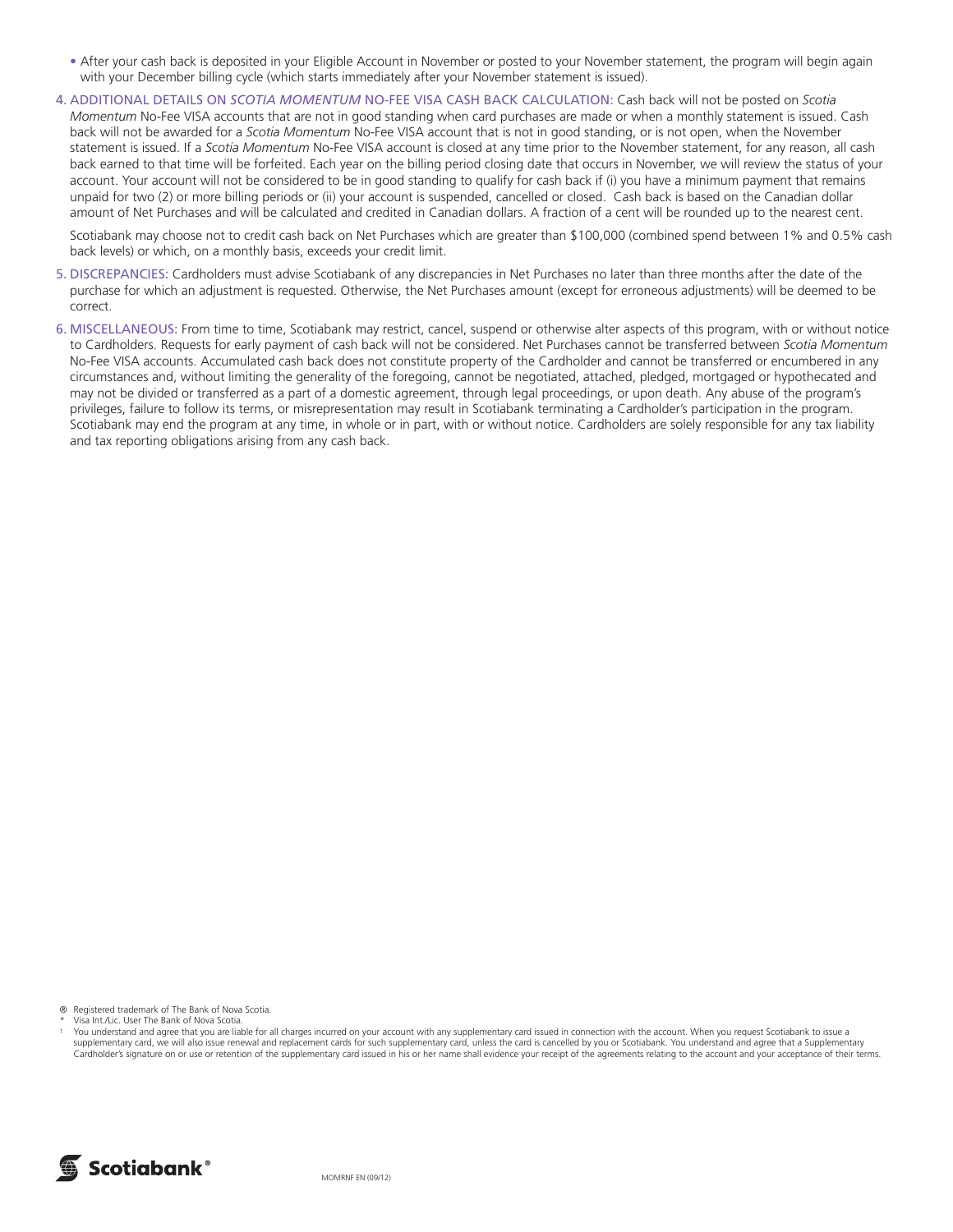- After your cash back is deposited in your Eligible Account in November or posted to your November statement, the program will begin again with your December billing cycle (which starts immediately after your November statement is issued).

4. ADDITIONAL DETAILS ON *SCOTIA MOMENTUM* NO-FEE VISA CASH BACK CALCULATION: Cash back will not be posted on *Scotia Momentum* No-Fee VISA accounts that are not in good standing when card purchases are made or when a monthly statement is issued. Cash back will not be awarded for a *Scotia Momentum* No-Fee VISA account that is not in good standing, or is not open, when the November statement is issued. If a *Scotia Momentum* No-Fee VISA account is closed at any time prior to the November statement, for any reason, all cash back earned to that time will be forfeited. Each year on the billing period closing date that occurs in November, we will review the status of your account. Your account will not be considered to be in good standing to qualify for cash back if (i) you have a minimum payment that remains unpaid for two (2) or more billing periods or (ii) your account is suspended, cancelled or closed. Cash back is based on the Canadian dollar amount of Net Purchases and will be calculated and credited in Canadian dollars. A fraction of a cent will be rounded up to the nearest cent.

   Scotiabank may choose not to credit cash back on Net Purchases which are greater than $100,000 (combined spend between 1% and 0.5% cash back levels) or which, on a monthly basis, exceeds your credit limit.

5. DISCREPANCIES: Cardholders must advise Scotiabank of any discrepancies in Net Purchases no later than three months after the date of the purchase for which an adjustment is requested. Otherwise, the Net Purchases amount (except for erroneous adjustments) will be deemed to be correct.

6. MISCELLANEOUS: From time to time, Scotiabank may restrict, cancel, suspend or otherwise alter aspects of this program, with or without notice to Cardholders. Requests for early payment of cash back will not be considered. Net Purchases cannot be transferred between *Scotia Momentum* No-Fee VISA accounts. Accumulated cash back does not constitute property of the Cardholder and cannot be transferred or encumbered in any circumstances and, without limiting the generality of the foregoing, cannot be negotiated, attached, pledged, mortgaged or hypothecated and may not be divided or transferred as a part of a domestic agreement, through legal proceedings, or upon death. Any abuse of the program's privileges, failure to follow its terms, or misrepresentation may result in Scotiabank terminating a Cardholder's participation in the program. Scotiabank may end the program at any time, in whole or in part, with or without notice. Cardholders are solely responsible for any tax liability and tax reporting obligations arising from any cash back.

® Registered trademark of The Bank of Nova Scotia.

* Visa Int./Lic. User The Bank of Nova Scotia.

[1] You understand and agree that you are liable for all charges incurred on your account with any supplementary card issued in connection with the account. When you request Scotiabank to issue a supplementary card, we will also issue renewal and replacement cards for such supplementary card, unless the card is cancelled by you or Scotiabank. You understand and agree that a Supplementary Cardholder's signature on or use or retention of the supplementary card issued in his or her name shall evidence your receipt of the agreements relating to the account and your acceptance of their terms.

Scotiabank®

MOMRNF EN (09/12)